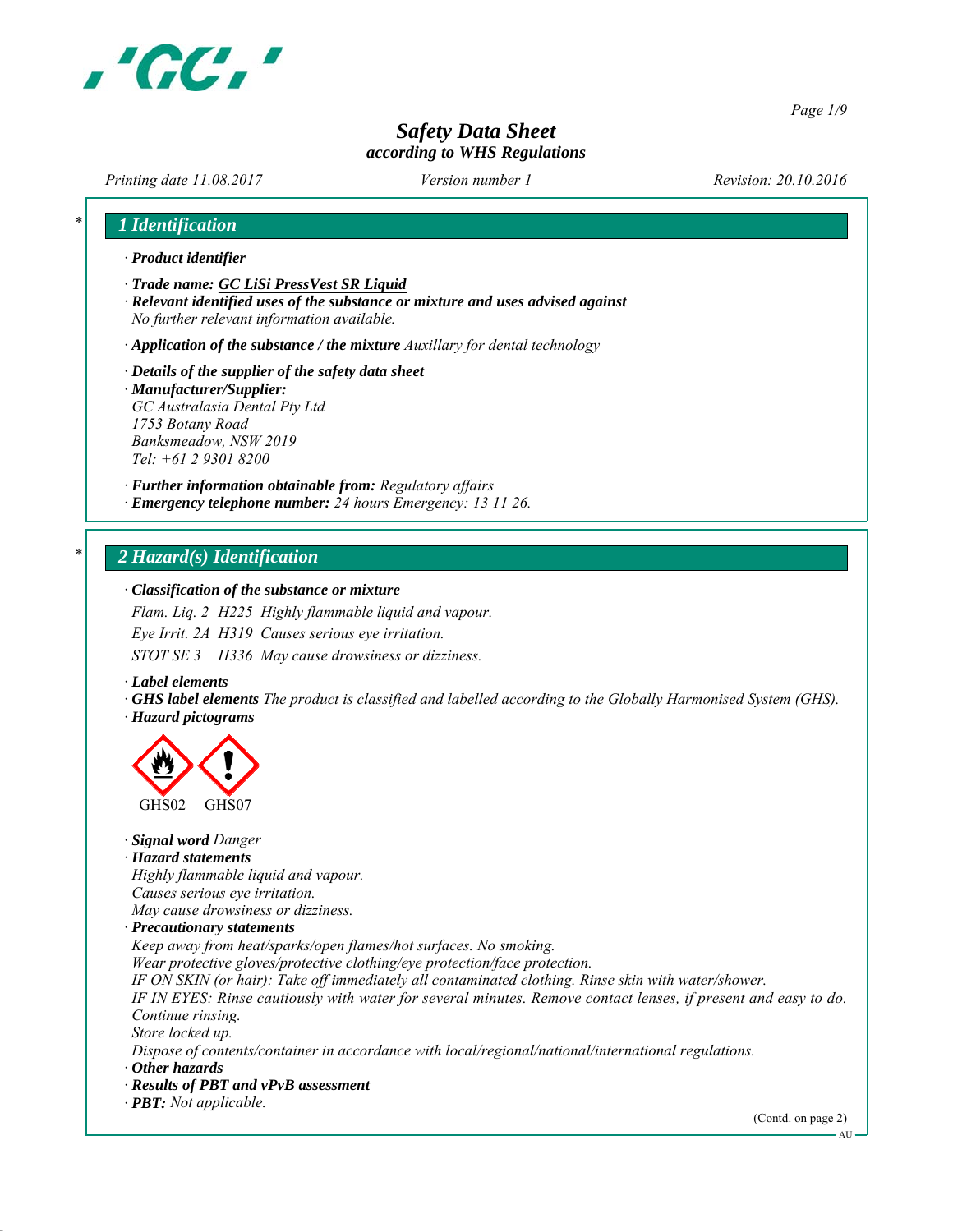# Safety Data Sheet
*according to WHS Regulations*

*Printing date 11.08.2017* *Version number 1* *Revision: 20.10.2016*

## 1 Identification

· **Product identifier**

· **Trade name: GC LiSi PressVest SR Liquid**

· **Relevant identified uses of the substance or mixture and uses advised against**
*No further relevant information available.*

· **Application of the substance / the mixture** *Auxillary for dental technology*

· **Details of the supplier of the safety data sheet**

· **Manufacturer/Supplier:**
*GC Australasia Dental Pty Ltd*
*1753 Botany Road*
*Banksmeadow, NSW 2019*
*Tel: +61 2 9301 8200*

· **Further information obtainable from:** *Regulatory affairs*

· **Emergency telephone number:** *24 hours Emergency: 13 11 26.*

## 2 Hazard(s) Identification

· **Classification of the substance or mixture**

*Flam. Liq. 2 H225 Highly flammable liquid and vapour.*

*Eye Irrit. 2A H319 Causes serious eye irritation.*

*STOT SE 3 H336 May cause drowsiness or dizziness.*

· **Label elements**

· **GHS label elements** *The product is classified and labelled according to the Globally Harmonised System (GHS).*

· **Hazard pictograms**

GHS02 GHS07

· **Signal word** *Danger*

· **Hazard statements**
*Highly flammable liquid and vapour.*
*Causes serious eye irritation.*
*May cause drowsiness or dizziness.*

· **Precautionary statements**
*Keep away from heat/sparks/open flames/hot surfaces. No smoking.*
*Wear protective gloves/protective clothing/eye protection/face protection.*
*IF ON SKIN (or hair): Take off immediately all contaminated clothing. Rinse skin with water/shower.*
*IF IN EYES: Rinse cautiously with water for several minutes. Remove contact lenses, if present and easy to do. Continue rinsing.*
*Store locked up.*
*Dispose of contents/container in accordance with local/regional/national/international regulations.*

· **Other hazards**

· **Results of PBT and vPvB assessment**

· **PBT:** *Not applicable.*

(Contd. on page 2)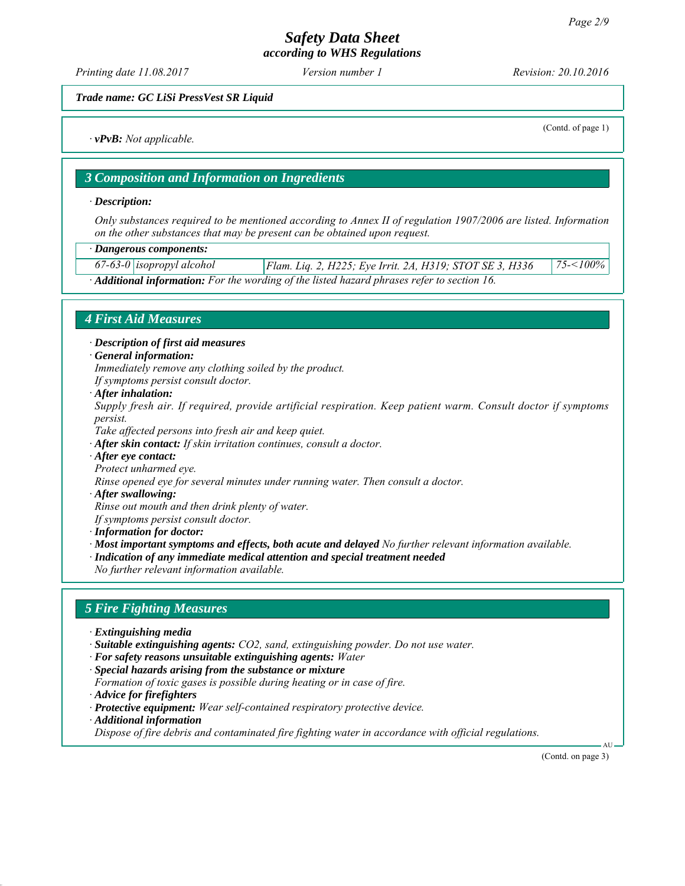*(Contd. of page 1)*

· ***vPvB:*** *Not applicable.*

## 3 Composition and Information on Ingredients

· ***Description:***

*Only substances required to be mentioned according to Annex II of regulation 1907/2006 are listed. Information on the other substances that may be present can be obtained upon request.*

· ***Dangerous components:***

| | | | |
|---|---|---|---|
| *67-63-0* | *isopropyl alcohol* | *Flam. Liq. 2, H225; Eye Irrit. 2A, H319; STOT SE 3, H336* | *75-<100%* |

· ***Additional information:*** *For the wording of the listed hazard phrases refer to section 16.*

## 4 First Aid Measures

· ***Description of first aid measures***

· ***General information:***

*Immediately remove any clothing soiled by the product.*

*If symptoms persist consult doctor.*

· ***After inhalation:***

*Supply fresh air. If required, provide artificial respiration. Keep patient warm. Consult doctor if symptoms persist.*

*Take affected persons into fresh air and keep quiet.*

· ***After skin contact:*** *If skin irritation continues, consult a doctor.*

· ***After eye contact:***

*Protect unharmed eye.*

*Rinse opened eye for several minutes under running water. Then consult a doctor.*

· ***After swallowing:***

*Rinse out mouth and then drink plenty of water.*

*If symptoms persist consult doctor.*

· ***Information for doctor:***

· ***Most important symptoms and effects, both acute and delayed*** *No further relevant information available.*

· ***Indication of any immediate medical attention and special treatment needed***

*No further relevant information available.*

## 5 Fire Fighting Measures

· ***Extinguishing media***

· ***Suitable extinguishing agents:*** *CO2, sand, extinguishing powder. Do not use water.*

· ***For safety reasons unsuitable extinguishing agents:*** *Water*

· ***Special hazards arising from the substance or mixture***

*Formation of toxic gases is possible during heating or in case of fire.*

· ***Advice for firefighters***

· ***Protective equipment:*** *Wear self-contained respiratory protective device.*

· ***Additional information***

*Dispose of fire debris and contaminated fire fighting water in accordance with official regulations.*

(Contd. on page 3)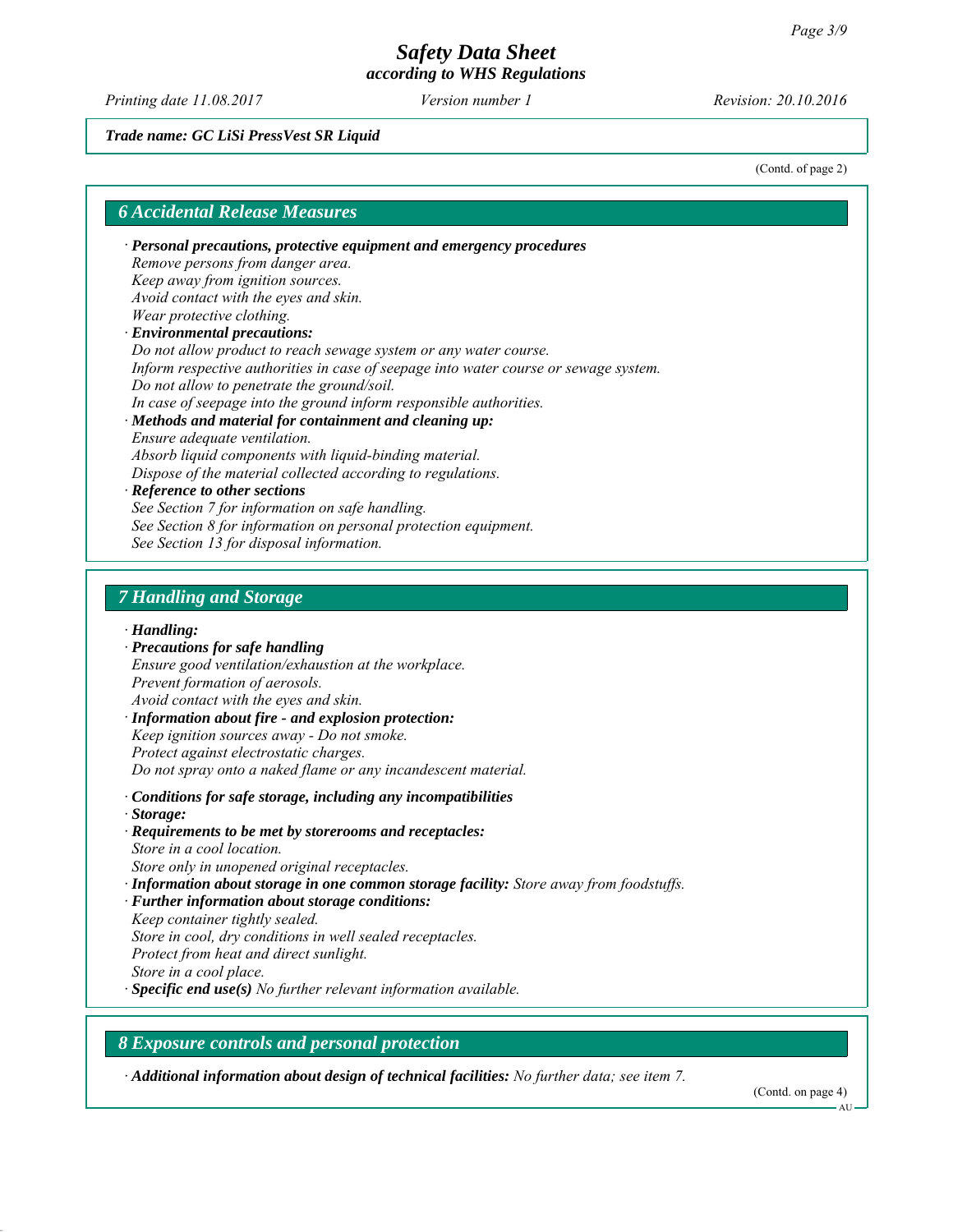*Trade name:* ***GC LiSi PressVest SR Liquid***

(Contd. of page 2)

## 6 Accidental Release Measures

· ***Personal precautions, protective equipment and emergency procedures***
*Remove persons from danger area.*
*Keep away from ignition sources.*
*Avoid contact with the eyes and skin.*
*Wear protective clothing.*

· ***Environmental precautions:***
*Do not allow product to reach sewage system or any water course.*
*Inform respective authorities in case of seepage into water course or sewage system.*
*Do not allow to penetrate the ground/soil.*
*In case of seepage into the ground inform responsible authorities.*

· ***Methods and material for containment and cleaning up:***
*Ensure adequate ventilation.*
*Absorb liquid components with liquid-binding material.*
*Dispose of the material collected according to regulations.*

· ***Reference to other sections***
*See Section 7 for information on safe handling.*
*See Section 8 for information on personal protection equipment.*
*See Section 13 for disposal information.*

## 7 Handling and Storage

· ***Handling:***

· ***Precautions for safe handling***
*Ensure good ventilation/exhaustion at the workplace.*
*Prevent formation of aerosols.*
*Avoid contact with the eyes and skin.*

· ***Information about fire - and explosion protection:***
*Keep ignition sources away - Do not smoke.*
*Protect against electrostatic charges.*
*Do not spray onto a naked flame or any incandescent material.*

· ***Conditions for safe storage, including any incompatibilities***

· ***Storage:***

· ***Requirements to be met by storerooms and receptacles:***
*Store in a cool location.*
*Store only in unopened original receptacles.*

· ***Information about storage in one common storage facility:*** *Store away from foodstuffs.*

· ***Further information about storage conditions:***
*Keep container tightly sealed.*
*Store in cool, dry conditions in well sealed receptacles.*
*Protect from heat and direct sunlight.*
*Store in a cool place.*

· ***Specific end use(s)*** *No further relevant information available.*

## 8 Exposure controls and personal protection

· ***Additional information about design of technical facilities:*** *No further data; see item 7.*

(Contd. on page 4)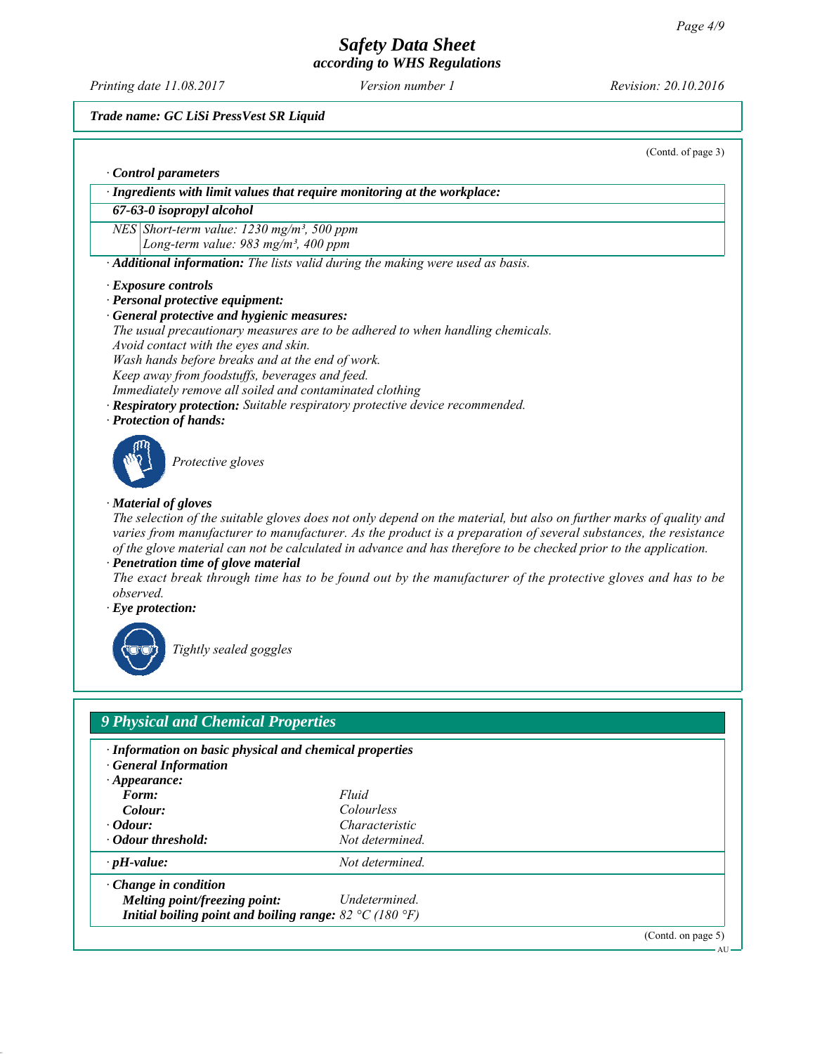*Trade name: GC LiSi PressVest SR Liquid*

(Contd. of page 3)

· **Control parameters**

· **Ingredients with limit values that require monitoring at the workplace:**

| 67-63-0 isopropyl alcohol | |
|---|---|
| NES | Short-term value: 1230 mg/m³, 500 ppm<br>Long-term value: 983 mg/m³, 400 ppm |

· **Additional information:** The lists valid during the making were used as basis.

· **Exposure controls**
· **Personal protective equipment:**
· **General protective and hygienic measures:**
The usual precautionary measures are to be adhered to when handling chemicals.
Avoid contact with the eyes and skin.
Wash hands before breaks and at the end of work.
Keep away from foodstuffs, beverages and feed.
Immediately remove all soiled and contaminated clothing
· **Respiratory protection:** Suitable respiratory protective device recommended.
· **Protection of hands:**

Protective gloves

· **Material of gloves**
The selection of the suitable gloves does not only depend on the material, but also on further marks of quality and varies from manufacturer to manufacturer. As the product is a preparation of several substances, the resistance of the glove material can not be calculated in advance and has therefore to be checked prior to the application.
· **Penetration time of glove material**
The exact break through time has to be found out by the manufacturer of the protective gloves and has to be observed.
· **Eye protection:**

Tightly sealed goggles

## 9 Physical and Chemical Properties

· **Information on basic physical and chemical properties**
· **General Information**
· **Appearance:**

| | |
|---|---|
| **Form:** | Fluid |
| **Colour:** | Colourless |
| · **Odour:** | Characteristic |
| · **Odour threshold:** | Not determined. |
| · **pH-value:** | Not determined. |
| · **Change in condition** | |
| **Melting point/freezing point:** | Undetermined. |
| **Initial boiling point and boiling range:** | 82 °C (180 °F) |

(Contd. on page 5)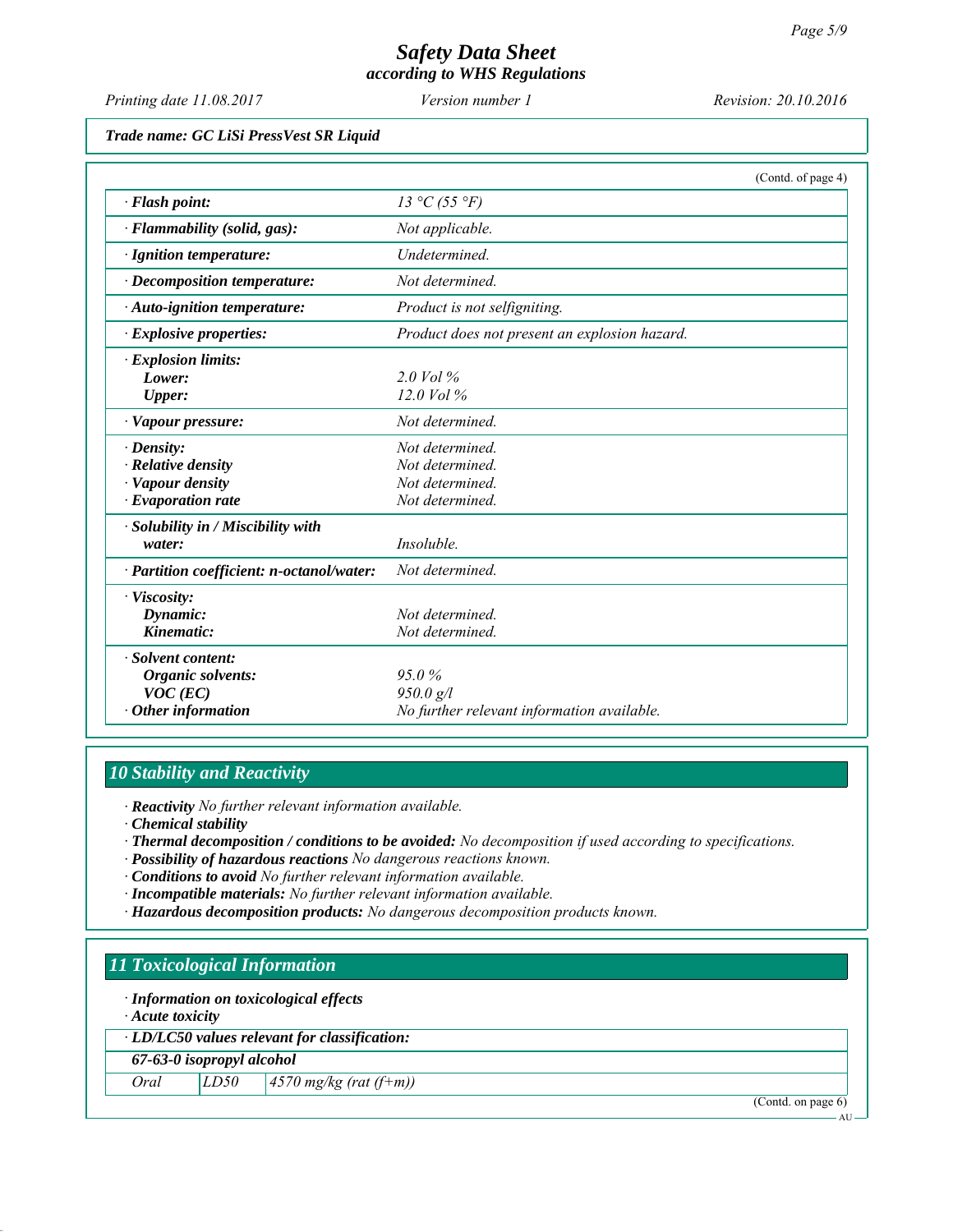# Safety Data Sheet
## according to WHS Regulations

Printing date 11.08.2017 | Version number 1 | Revision: 20.10.2016

**Trade name: GC LiSi PressVest SR Liquid**

(Contd. of page 4)

| | |
|---|---|
| · **Flash point:** | 13 °C (55 °F) |
| · **Flammability (solid, gas):** | Not applicable. |
| · **Ignition temperature:** | Undetermined. |
| · **Decomposition temperature:** | Not determined. |
| · **Auto-ignition temperature:** | Product is not selfigniting. |
| · **Explosive properties:** | Product does not present an explosion hazard. |
| · **Explosion limits:** | |
| **Lower:** | 2.0 Vol % |
| **Upper:** | 12.0 Vol % |
| · **Vapour pressure:** | Not determined. |
| · **Density:** | Not determined. |
| · **Relative density** | Not determined. |
| · **Vapour density** | Not determined. |
| · **Evaporation rate** | Not determined. |
| · **Solubility in / Miscibility with water:** | Insoluble. |
| · **Partition coefficient: n-octanol/water:** | Not determined. |
| · **Viscosity:** | |
| **Dynamic:** | Not determined. |
| **Kinematic:** | Not determined. |
| · **Solvent content:** | |
| **Organic solvents:** | 95.0 % |
| **VOC (EC)** | 950.0 g/l |
| · **Other information** | No further relevant information available. |

## 10 Stability and Reactivity

· **Reactivity** No further relevant information available.
· **Chemical stability**
· **Thermal decomposition / conditions to be avoided:** No decomposition if used according to specifications.
· **Possibility of hazardous reactions** No dangerous reactions known.
· **Conditions to avoid** No further relevant information available.
· **Incompatible materials:** No further relevant information available.
· **Hazardous decomposition products:** No dangerous decomposition products known.

## 11 Toxicological Information

· **Information on toxicological effects**
· **Acute toxicity**

| · **LD/LC50 values relevant for classification:** | | |
|---|---|---|
| **67-63-0 isopropyl alcohol** | | |
| Oral | LD50 | 4570 mg/kg (rat (f+m)) |

(Contd. on page 6)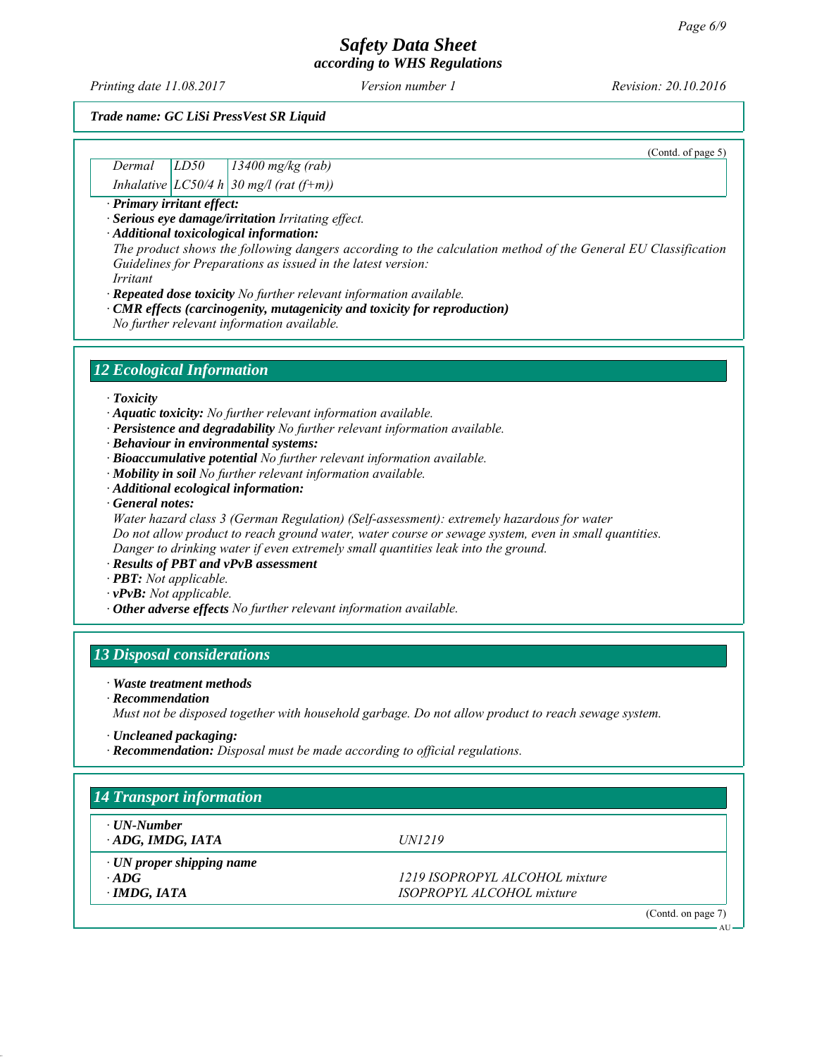Trade name: GC LiSi PressVest SR Liquid

(Contd. of page 5)

| | | |
|---|---|---|
| Dermal | LD50 | 13400 mg/kg (rab) |
| Inhalative | LC50/4 h | 30 mg/l (rat (f+m)) |

· **Primary irritant effect:**
· **Serious eye damage/irritation** Irritating effect.
· **Additional toxicological information:**
The product shows the following dangers according to the calculation method of the General EU Classification Guidelines for Preparations as issued in the latest version:
Irritant
· **Repeated dose toxicity** No further relevant information available.
· **CMR effects (carcinogenity, mutagenicity and toxicity for reproduction)**
No further relevant information available.

## 12 Ecological Information

· **Toxicity**
· **Aquatic toxicity:** No further relevant information available.
· **Persistence and degradability** No further relevant information available.
· **Behaviour in environmental systems:**
· **Bioaccumulative potential** No further relevant information available.
· **Mobility in soil** No further relevant information available.
· **Additional ecological information:**
· **General notes:**
Water hazard class 3 (German Regulation) (Self-assessment): extremely hazardous for water
Do not allow product to reach ground water, water course or sewage system, even in small quantities.
Danger to drinking water if even extremely small quantities leak into the ground.
· **Results of PBT and vPvB assessment**
· **PBT:** Not applicable.
· **vPvB:** Not applicable.
· **Other adverse effects** No further relevant information available.

## 13 Disposal considerations

· **Waste treatment methods**
· **Recommendation**
Must not be disposed together with household garbage. Do not allow product to reach sewage system.

· **Uncleaned packaging:**
· **Recommendation:** Disposal must be made according to official regulations.

## 14 Transport information

| | |
|---|---|
| · **UN-Number** | |
| · **ADG, IMDG, IATA** | UN1219 |
| · **UN proper shipping name** | |
| · **ADG** | 1219 ISOPROPYL ALCOHOL mixture |
| · **IMDG, IATA** | ISOPROPYL ALCOHOL mixture |

(Contd. on page 7)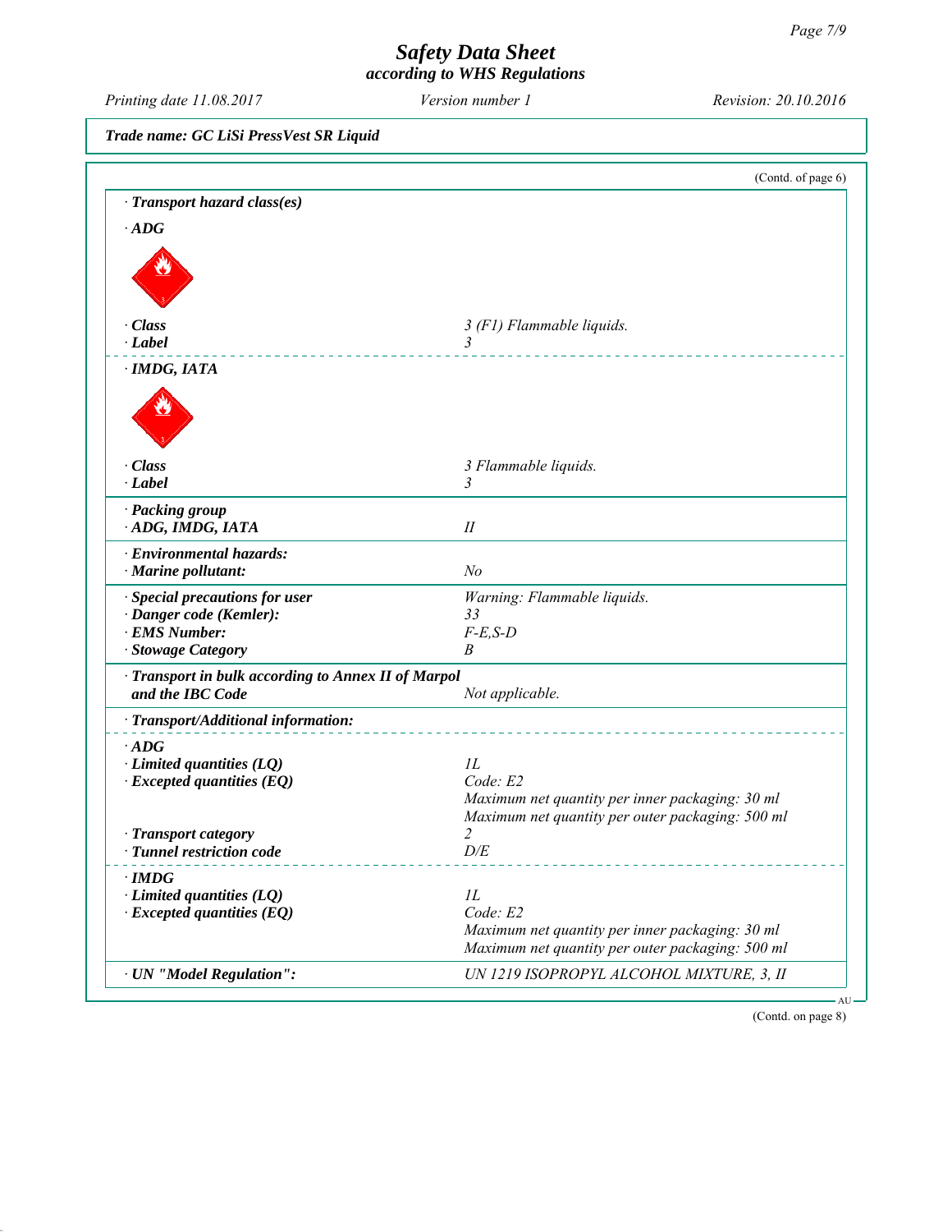Trade name: GC LiSi PressVest SR Liquid

(Contd. of page 6)

· **Transport hazard class(es)**

· **ADG**

| | |
|---|---|
| · **Class** | 3 (F1) Flammable liquids. |
| · **Label** | 3 |

· **IMDG, IATA**

| | |
|---|---|
| · **Class** | 3 Flammable liquids. |
| · **Label** | 3 |

| | |
|---|---|
| · **Packing group** | |
| · **ADG, IMDG, IATA** | II |
| · **Environmental hazards:** | |
| · **Marine pollutant:** | No |
| · **Special precautions for user** | Warning: Flammable liquids. |
| · **Danger code (Kemler):** | 33 |
| · **EMS Number:** | F-E,S-D |
| · **Stowage Category** | B |
| · **Transport in bulk according to Annex II of Marpol and the IBC Code** | Not applicable. |

· **Transport/Additional information:**

| | |
|---|---|
| · **ADG** | |
| · **Limited quantities (LQ)** | 1L |
| · **Excepted quantities (EQ)** | Code: E2<br>Maximum net quantity per inner packaging: 30 ml<br>Maximum net quantity per outer packaging: 500 ml |
| · **Transport category** | 2 |
| · **Tunnel restriction code** | D/E |
| · **IMDG** | |
| · **Limited quantities (LQ)** | 1L |
| · **Excepted quantities (EQ)** | Code: E2<br>Maximum net quantity per inner packaging: 30 ml<br>Maximum net quantity per outer packaging: 500 ml |
| · **UN "Model Regulation":** | UN 1219 ISOPROPYL ALCOHOL MIXTURE, 3, II |

(Contd. on page 8)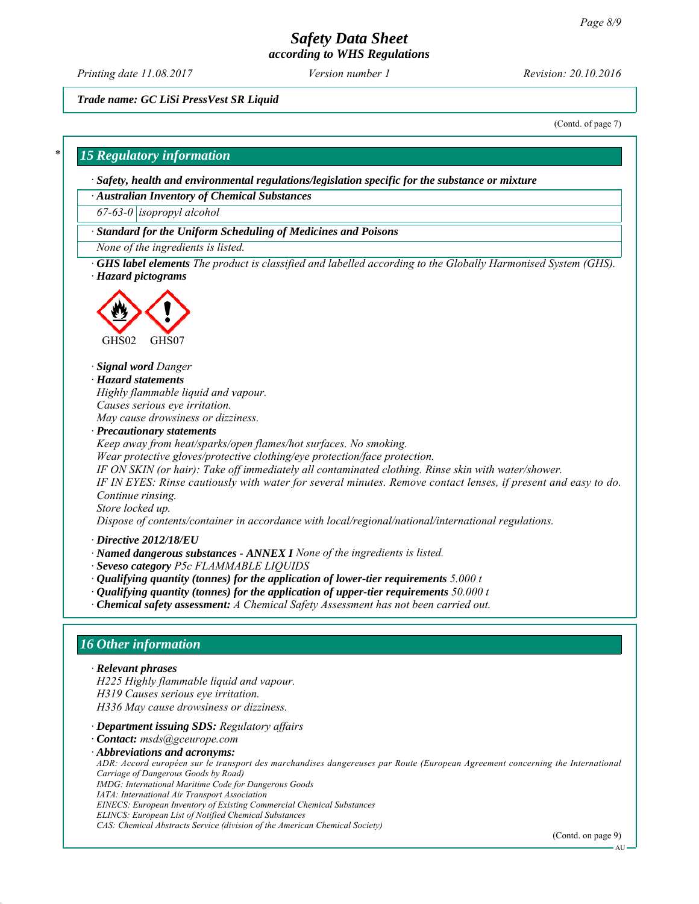Trade name: GC LiSi PressVest SR Liquid

(Contd. of page 7)

## 15 Regulatory information

· **Safety, health and environmental regulations/legislation specific for the substance or mixture**

· **Australian Inventory of Chemical Substances**

| 67-63-0 | isopropyl alcohol |
|---|---|

· **Standard for the Uniform Scheduling of Medicines and Poisons**

None of the ingredients is listed.

· **GHS label elements** The product is classified and labelled according to the Globally Harmonised System (GHS).

· **Hazard pictograms**

GHS02 GHS07

· **Signal word** Danger

· **Hazard statements**

Highly flammable liquid and vapour.
Causes serious eye irritation.
May cause drowsiness or dizziness.

· **Precautionary statements**

Keep away from heat/sparks/open flames/hot surfaces. No smoking.
Wear protective gloves/protective clothing/eye protection/face protection.
IF ON SKIN (or hair): Take off immediately all contaminated clothing. Rinse skin with water/shower.
IF IN EYES: Rinse cautiously with water for several minutes. Remove contact lenses, if present and easy to do. Continue rinsing.
Store locked up.
Dispose of contents/container in accordance with local/regional/national/international regulations.

· **Directive 2012/18/EU**

· **Named dangerous substances - ANNEX I** None of the ingredients is listed.

· **Seveso category** P5c FLAMMABLE LIQUIDS

· **Qualifying quantity (tonnes) for the application of lower-tier requirements** 5.000 t

· **Qualifying quantity (tonnes) for the application of upper-tier requirements** 50.000 t

· **Chemical safety assessment:** A Chemical Safety Assessment has not been carried out.

## 16 Other information

· **Relevant phrases**

H225 Highly flammable liquid and vapour.
H319 Causes serious eye irritation.
H336 May cause drowsiness or dizziness.

· **Department issuing SDS:** Regulatory affairs

· **Contact:** msds@gceurope.com

· **Abbreviations and acronyms:**

ADR: Accord européen sur le transport des marchandises dangereuses par Route (European Agreement concerning the International Carriage of Dangerous Goods by Road)
IMDG: International Maritime Code for Dangerous Goods
IATA: International Air Transport Association
EINECS: European Inventory of Existing Commercial Chemical Substances
ELINCS: European List of Notified Chemical Substances
CAS: Chemical Abstracts Service (division of the American Chemical Society)

(Contd. on page 9)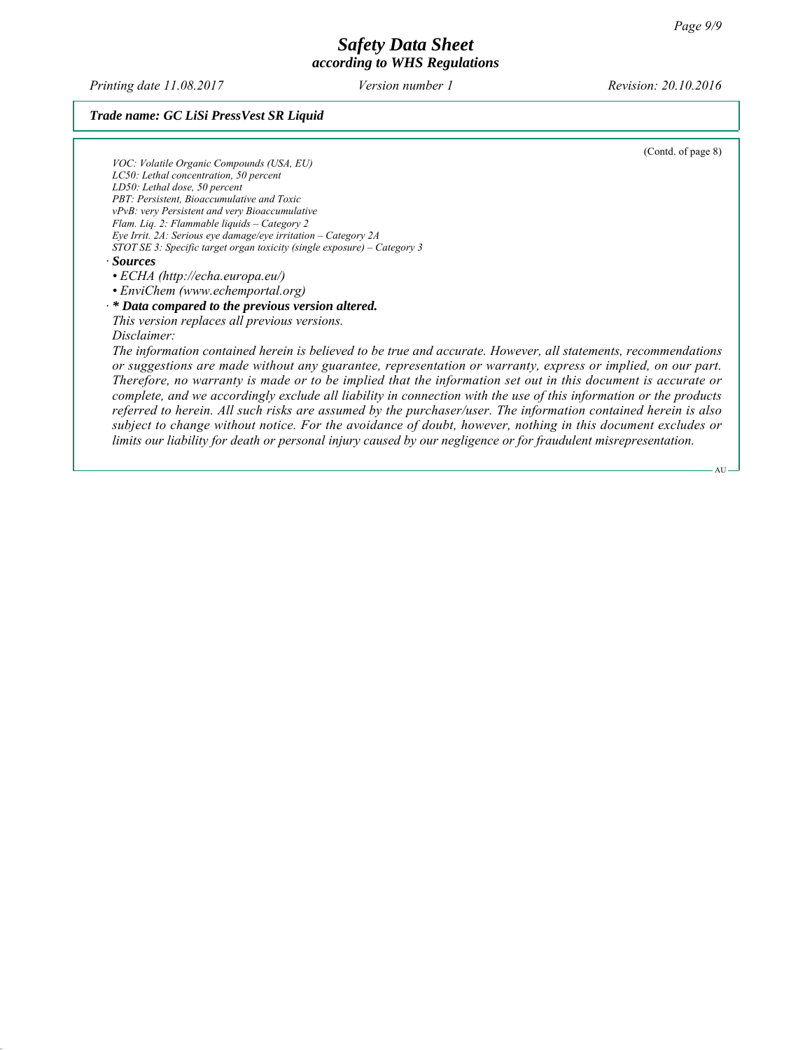(Contd. of page 8)

*VOC: Volatile Organic Compounds (USA, EU)*
*LC50: Lethal concentration, 50 percent*
*LD50: Lethal dose, 50 percent*
*PBT: Persistent, Bioaccumulative and Toxic*
*vPvB: very Persistent and very Bioaccumulative*
*Flam. Liq. 2: Flammable liquids – Category 2*
*Eye Irrit. 2A: Serious eye damage/eye irritation – Category 2A*
*STOT SE 3: Specific target organ toxicity (single exposure) – Category 3*

· ***Sources***

- *ECHA (http://echa.europa.eu/)*
- *EnviChem (www.echemportal.org)*

· ***\* Data compared to the previous version altered.***

*This version replaces all previous versions.*

*Disclaimer:*

*The information contained herein is believed to be true and accurate. However, all statements, recommendations or suggestions are made without any guarantee, representation or warranty, express or implied, on our part. Therefore, no warranty is made or to be implied that the information set out in this document is accurate or complete, and we accordingly exclude all liability in connection with the use of this information or the products referred to herein. All such risks are assumed by the purchaser/user. The information contained herein is also subject to change without notice. For the avoidance of doubt, however, nothing in this document excludes or limits our liability for death or personal injury caused by our negligence or for fraudulent misrepresentation.*